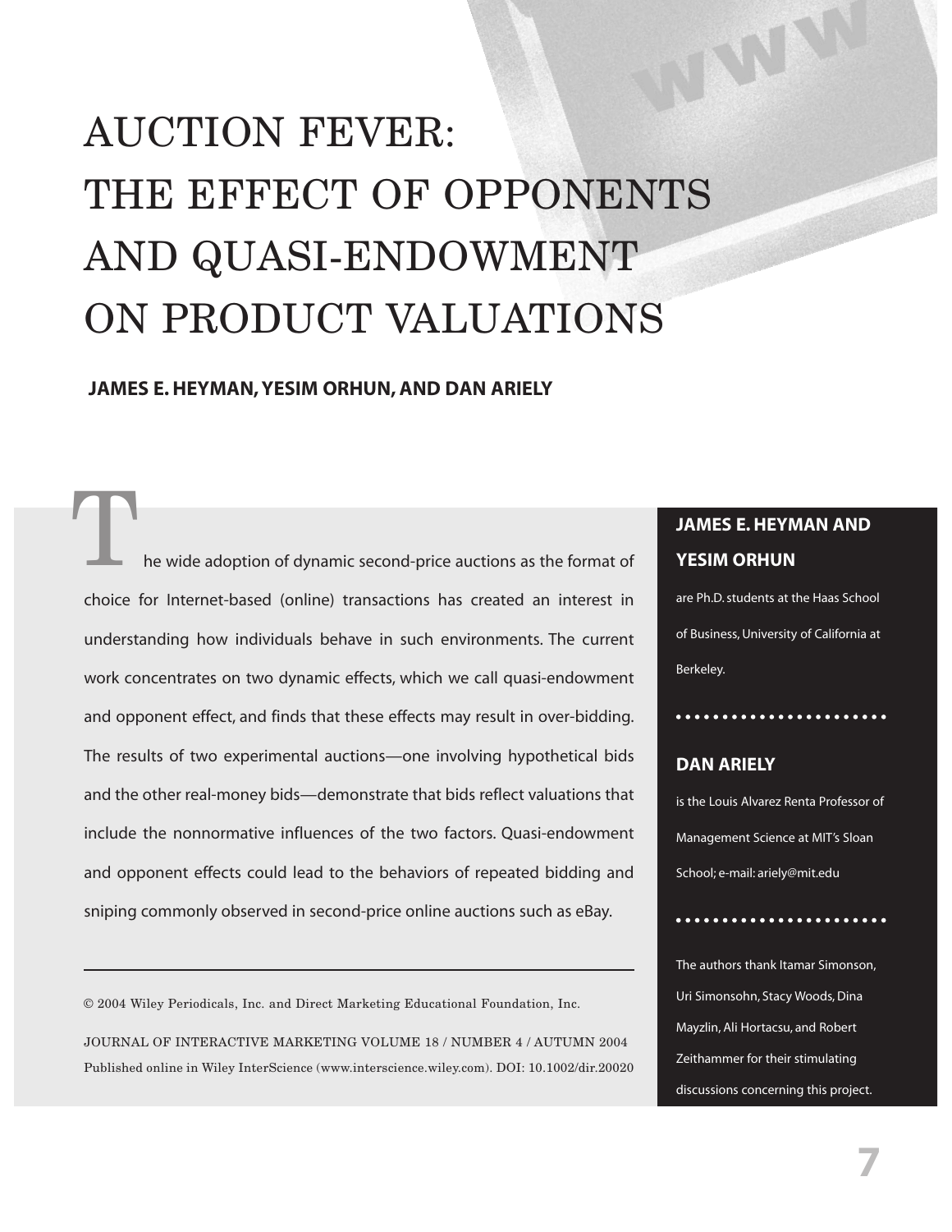# AUCTION FEVER: THE EFFECT OF OPPONENTS AND QUASI-ENDOWMENT ON PRODUCT VALUATIONS

**JAMES E. HEYMAN, YESIM ORHUN, AND DAN ARIELY**

The wide adoption of dynamic second-price auctions as the format of choice for Internet-based (online) transactions has created an interest in understanding how individuals behave in such environments. The current work concentrates on two dynamic effects, which we call quasi-endowment and opponent effect, and finds that these effects may result in over-bidding. The results of two experimental auctions—one involving hypothetical bids and the other real-money bids—demonstrate that bids reflect valuations that include the nonnormative influences of the two factors. Quasi-endowment and opponent effects could lead to the behaviors of repeated bidding and sniping commonly observed in second-price online auctions such as eBay.

© 2004 Wiley Periodicals, Inc. and Direct Marketing Educational Foundation, Inc.

JOURNAL OF INTERACTIVE MARKETING VOLUME 18 / NUMBER 4 / AUTUMN 2004
Published online in Wiley InterScience (www.interscience.wiley.com). DOI: 10.1002/dir.20020

**JAMES E. HEYMAN AND YESIM ORHUN**

are Ph.D. students at the Haas School of Business, University of California at Berkeley.

**DAN ARIELY**

is the Louis Alvarez Renta Professor of Management Science at MIT's Sloan School; e-mail: ariely@mit.edu

The authors thank Itamar Simonson, Uri Simonsohn, Stacy Woods, Dina Mayzlin, Ali Hortacsu, and Robert Zeithammer for their stimulating discussions concerning this project.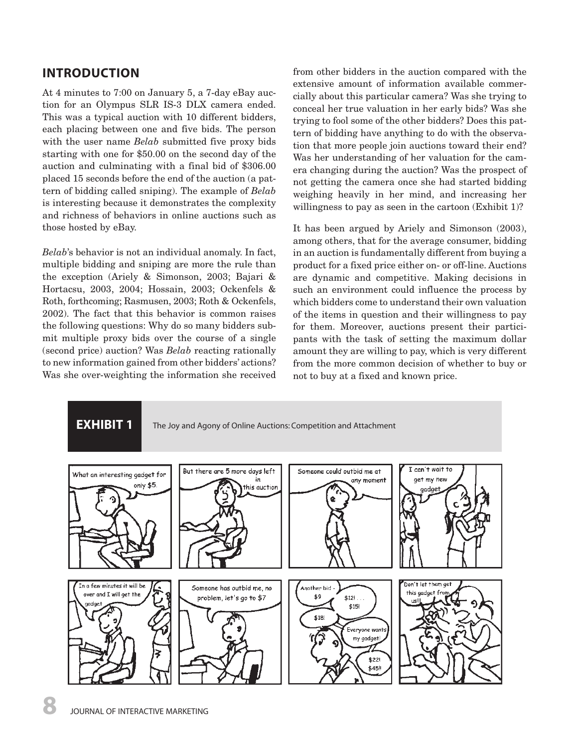## INTRODUCTION

At 4 minutes to 7:00 on January 5, a 7-day eBay auction for an Olympus SLR IS-3 DLX camera ended. This was a typical auction with 10 different bidders, each placing between one and five bids. The person with the user name *Belab* submitted five proxy bids starting with one for $50.00 on the second day of the auction and culminating with a final bid of $306.00 placed 15 seconds before the end of the auction (a pattern of bidding called sniping). The example of *Belab* is interesting because it demonstrates the complexity and richness of behaviors in online auctions such as those hosted by eBay.

*Belab*'s behavior is not an individual anomaly. In fact, multiple bidding and sniping are more the rule than the exception (Ariely & Simonson, 2003; Bajari & Hortacsu, 2003, 2004; Hossain, 2003; Ockenfels & Roth, forthcoming; Rasmusen, 2003; Roth & Ockenfels, 2002). The fact that this behavior is common raises the following questions: Why do so many bidders submit multiple proxy bids over the course of a single (second price) auction? Was *Belab* reacting rationally to new information gained from other bidders' actions? Was she over-weighting the information she received from other bidders in the auction compared with the extensive amount of information available commercially about this particular camera? Was she trying to conceal her true valuation in her early bids? Was she trying to fool some of the other bidders? Does this pattern of bidding have anything to do with the observation that more people join auctions toward their end? Was her understanding of her valuation for the camera changing during the auction? Was the prospect of not getting the camera once she had started bidding weighing heavily in her mind, and increasing her willingness to pay as seen in the cartoon (Exhibit 1)?

It has been argued by Ariely and Simonson (2003), among others, that for the average consumer, bidding in an auction is fundamentally different from buying a product for a fixed price either on- or off-line. Auctions are dynamic and competitive. Making decisions in such an environment could influence the process by which bidders come to understand their own valuation of the items in question and their willingness to pay for them. Moreover, auctions present their participants with the task of setting the maximum dollar amount they are willing to pay, which is very different from the more common decision of whether to buy or not to buy at a fixed and known price.

**EXHIBIT 1** The Joy and Agony of Online Auctions: Competition and Attachment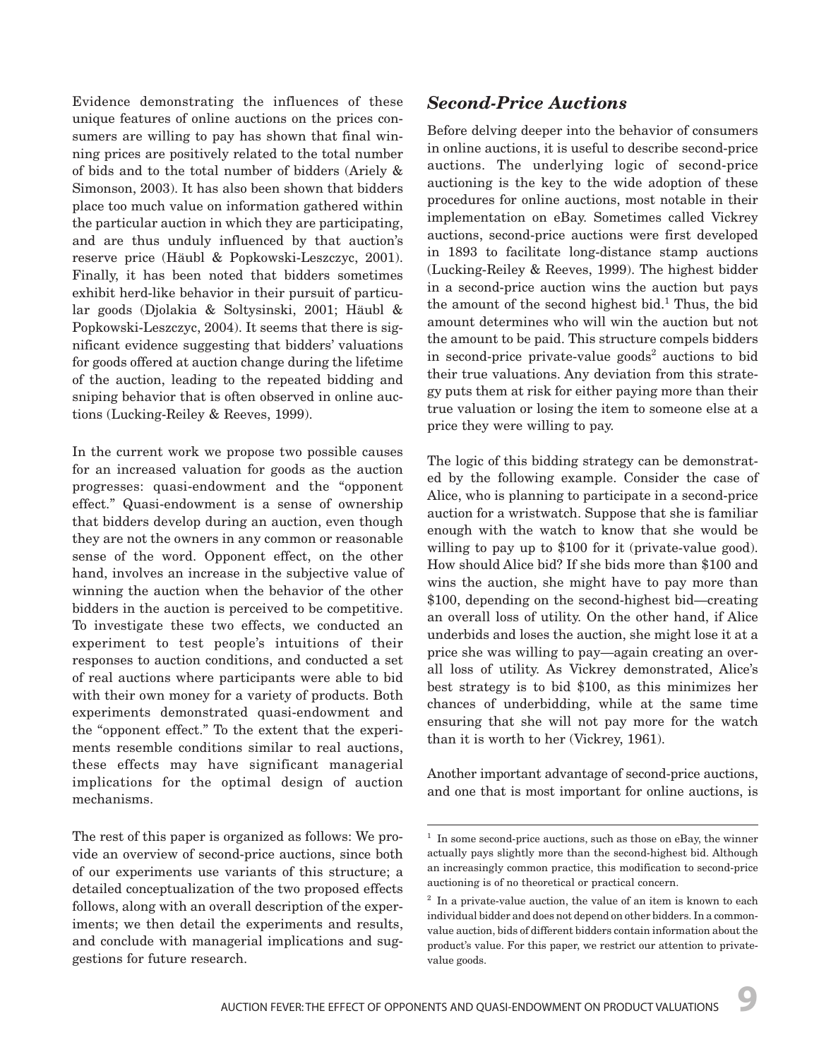Evidence demonstrating the influences of these unique features of online auctions on the prices consumers are willing to pay has shown that final winning prices are positively related to the total number of bids and to the total number of bidders (Ariely & Simonson, 2003). It has also been shown that bidders place too much value on information gathered within the particular auction in which they are participating, and are thus unduly influenced by that auction's reserve price (Häubl & Popkowski-Leszczyc, 2001). Finally, it has been noted that bidders sometimes exhibit herd-like behavior in their pursuit of particular goods (Djolakia & Soltysinski, 2001; Häubl & Popkowski-Leszczyc, 2004). It seems that there is significant evidence suggesting that bidders' valuations for goods offered at auction change during the lifetime of the auction, leading to the repeated bidding and sniping behavior that is often observed in online auctions (Lucking-Reiley & Reeves, 1999).

In the current work we propose two possible causes for an increased valuation for goods as the auction progresses: quasi-endowment and the "opponent effect." Quasi-endowment is a sense of ownership that bidders develop during an auction, even though they are not the owners in any common or reasonable sense of the word. Opponent effect, on the other hand, involves an increase in the subjective value of winning the auction when the behavior of the other bidders in the auction is perceived to be competitive. To investigate these two effects, we conducted an experiment to test people's intuitions of their responses to auction conditions, and conducted a set of real auctions where participants were able to bid with their own money for a variety of products. Both experiments demonstrated quasi-endowment and the "opponent effect." To the extent that the experiments resemble conditions similar to real auctions, these effects may have significant managerial implications for the optimal design of auction mechanisms.

The rest of this paper is organized as follows: We provide an overview of second-price auctions, since both of our experiments use variants of this structure; a detailed conceptualization of the two proposed effects follows, along with an overall description of the experiments; we then detail the experiments and results, and conclude with managerial implications and suggestions for future research.

## *Second-Price Auctions*

Before delving deeper into the behavior of consumers in online auctions, it is useful to describe second-price auctions. The underlying logic of second-price auctioning is the key to the wide adoption of these procedures for online auctions, most notable in their implementation on eBay. Sometimes called Vickrey auctions, second-price auctions were first developed in 1893 to facilitate long-distance stamp auctions (Lucking-Reiley & Reeves, 1999). The highest bidder in a second-price auction wins the auction but pays the amount of the second highest bid.[1] Thus, the bid amount determines who will win the auction but not the amount to be paid. This structure compels bidders in second-price private-value goods[2] auctions to bid their true valuations. Any deviation from this strategy puts them at risk for either paying more than their true valuation or losing the item to someone else at a price they were willing to pay.

The logic of this bidding strategy can be demonstrated by the following example. Consider the case of Alice, who is planning to participate in a second-price auction for a wristwatch. Suppose that she is familiar enough with the watch to know that she would be willing to pay up to $100 for it (private-value good). How should Alice bid? If she bids more than $100 and wins the auction, she might have to pay more than $100, depending on the second-highest bid—creating an overall loss of utility. On the other hand, if Alice underbids and loses the auction, she might lose it at a price she was willing to pay—again creating an overall loss of utility. As Vickrey demonstrated, Alice's best strategy is to bid $100, as this minimizes her chances of underbidding, while at the same time ensuring that she will not pay more for the watch than it is worth to her (Vickrey, 1961).

Another important advantage of second-price auctions, and one that is most important for online auctions, is

[1] In some second-price auctions, such as those on eBay, the winner actually pays slightly more than the second-highest bid. Although an increasingly common practice, this modification to second-price auctioning is of no theoretical or practical concern.

[2] In a private-value auction, the value of an item is known to each individual bidder and does not depend on other bidders. In a common-value auction, bids of different bidders contain information about the product's value. For this paper, we restrict our attention to private-value goods.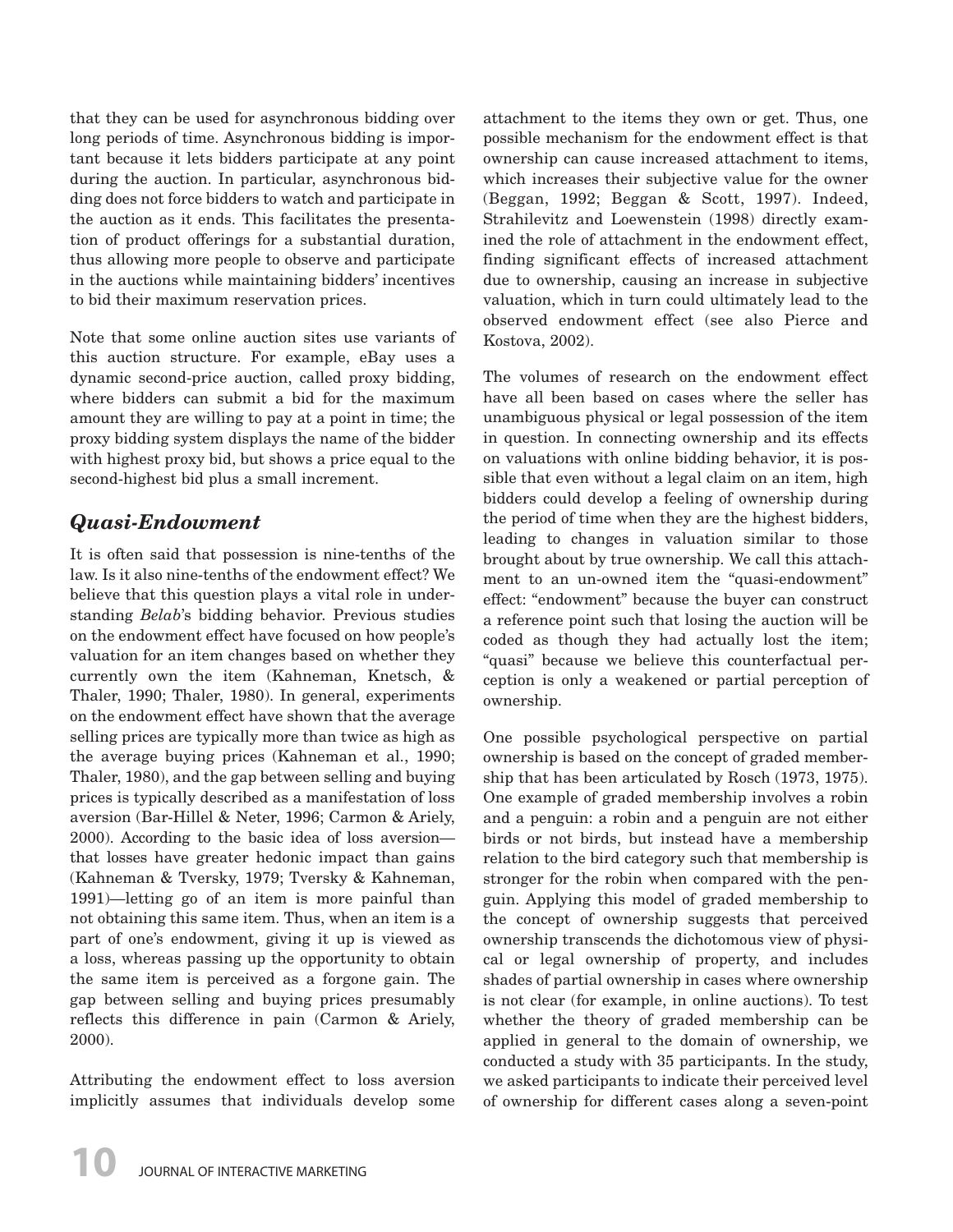that they can be used for asynchronous bidding over long periods of time. Asynchronous bidding is important because it lets bidders participate at any point during the auction. In particular, asynchronous bidding does not force bidders to watch and participate in the auction as it ends. This facilitates the presentation of product offerings for a substantial duration, thus allowing more people to observe and participate in the auctions while maintaining bidders' incentives to bid their maximum reservation prices.

Note that some online auction sites use variants of this auction structure. For example, eBay uses a dynamic second-price auction, called proxy bidding, where bidders can submit a bid for the maximum amount they are willing to pay at a point in time; the proxy bidding system displays the name of the bidder with highest proxy bid, but shows a price equal to the second-highest bid plus a small increment.

## *Quasi-Endowment*

It is often said that possession is nine-tenths of the law. Is it also nine-tenths of the endowment effect? We believe that this question plays a vital role in understanding *Belab*'s bidding behavior. Previous studies on the endowment effect have focused on how people's valuation for an item changes based on whether they currently own the item (Kahneman, Knetsch, & Thaler, 1990; Thaler, 1980). In general, experiments on the endowment effect have shown that the average selling prices are typically more than twice as high as the average buying prices (Kahneman et al., 1990; Thaler, 1980), and the gap between selling and buying prices is typically described as a manifestation of loss aversion (Bar-Hillel & Neter, 1996; Carmon & Ariely, 2000). According to the basic idea of loss aversion—that losses have greater hedonic impact than gains (Kahneman & Tversky, 1979; Tversky & Kahneman, 1991)—letting go of an item is more painful than not obtaining this same item. Thus, when an item is a part of one's endowment, giving it up is viewed as a loss, whereas passing up the opportunity to obtain the same item is perceived as a forgone gain. The gap between selling and buying prices presumably reflects this difference in pain (Carmon & Ariely, 2000).

Attributing the endowment effect to loss aversion implicitly assumes that individuals develop some attachment to the items they own or get. Thus, one possible mechanism for the endowment effect is that ownership can cause increased attachment to items, which increases their subjective value for the owner (Beggan, 1992; Beggan & Scott, 1997). Indeed, Strahilevitz and Loewenstein (1998) directly examined the role of attachment in the endowment effect, finding significant effects of increased attachment due to ownership, causing an increase in subjective valuation, which in turn could ultimately lead to the observed endowment effect (see also Pierce and Kostova, 2002).

The volumes of research on the endowment effect have all been based on cases where the seller has unambiguous physical or legal possession of the item in question. In connecting ownership and its effects on valuations with online bidding behavior, it is possible that even without a legal claim on an item, high bidders could develop a feeling of ownership during the period of time when they are the highest bidders, leading to changes in valuation similar to those brought about by true ownership. We call this attachment to an un-owned item the "quasi-endowment" effect: "endowment" because the buyer can construct a reference point such that losing the auction will be coded as though they had actually lost the item; "quasi" because we believe this counterfactual perception is only a weakened or partial perception of ownership.

One possible psychological perspective on partial ownership is based on the concept of graded membership that has been articulated by Rosch (1973, 1975). One example of graded membership involves a robin and a penguin: a robin and a penguin are not either birds or not birds, but instead have a membership relation to the bird category such that membership is stronger for the robin when compared with the penguin. Applying this model of graded membership to the concept of ownership suggests that perceived ownership transcends the dichotomous view of physical or legal ownership of property, and includes shades of partial ownership in cases where ownership is not clear (for example, in online auctions). To test whether the theory of graded membership can be applied in general to the domain of ownership, we conducted a study with 35 participants. In the study, we asked participants to indicate their perceived level of ownership for different cases along a seven-point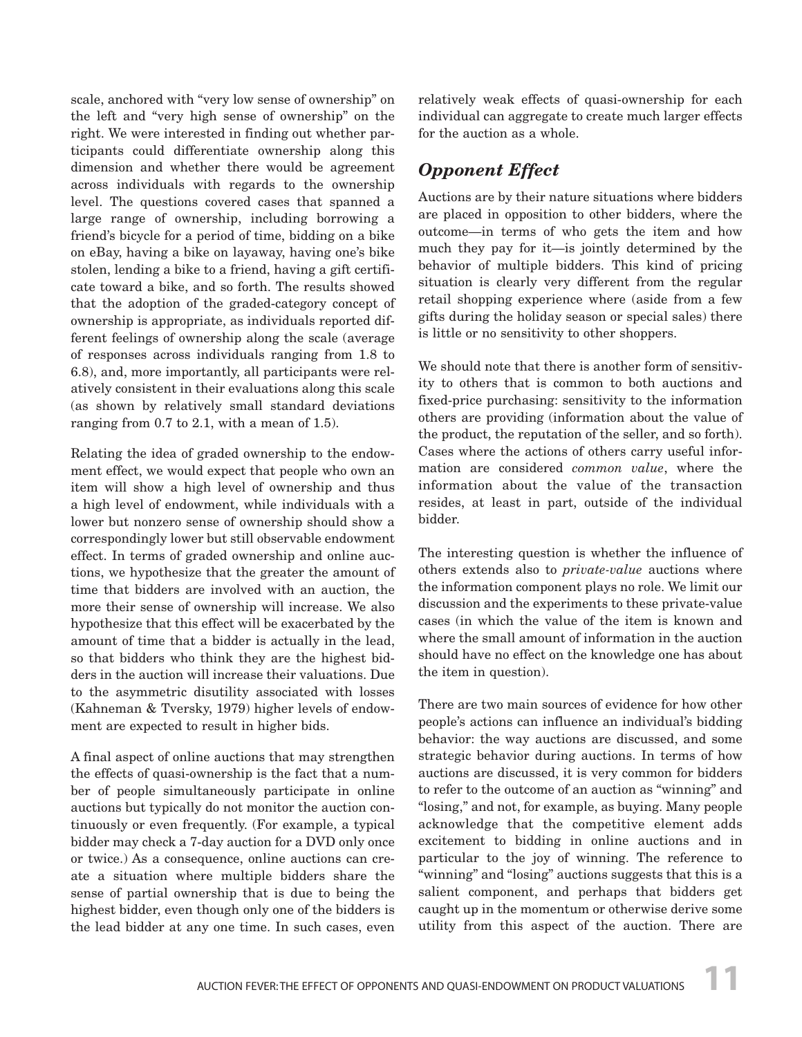scale, anchored with "very low sense of ownership" on the left and "very high sense of ownership" on the right. We were interested in finding out whether participants could differentiate ownership along this dimension and whether there would be agreement across individuals with regards to the ownership level. The questions covered cases that spanned a large range of ownership, including borrowing a friend's bicycle for a period of time, bidding on a bike on eBay, having a bike on layaway, having one's bike stolen, lending a bike to a friend, having a gift certificate toward a bike, and so forth. The results showed that the adoption of the graded-category concept of ownership is appropriate, as individuals reported different feelings of ownership along the scale (average of responses across individuals ranging from 1.8 to 6.8), and, more importantly, all participants were relatively consistent in their evaluations along this scale (as shown by relatively small standard deviations ranging from 0.7 to 2.1, with a mean of 1.5).

Relating the idea of graded ownership to the endowment effect, we would expect that people who own an item will show a high level of ownership and thus a high level of endowment, while individuals with a lower but nonzero sense of ownership should show a correspondingly lower but still observable endowment effect. In terms of graded ownership and online auctions, we hypothesize that the greater the amount of time that bidders are involved with an auction, the more their sense of ownership will increase. We also hypothesize that this effect will be exacerbated by the amount of time that a bidder is actually in the lead, so that bidders who think they are the highest bidders in the auction will increase their valuations. Due to the asymmetric disutility associated with losses (Kahneman & Tversky, 1979) higher levels of endowment are expected to result in higher bids.

A final aspect of online auctions that may strengthen the effects of quasi-ownership is the fact that a number of people simultaneously participate in online auctions but typically do not monitor the auction continuously or even frequently. (For example, a typical bidder may check a 7-day auction for a DVD only once or twice.) As a consequence, online auctions can create a situation where multiple bidders share the sense of partial ownership that is due to being the highest bidder, even though only one of the bidders is the lead bidder at any one time. In such cases, even relatively weak effects of quasi-ownership for each individual can aggregate to create much larger effects for the auction as a whole.

## *Opponent Effect*

Auctions are by their nature situations where bidders are placed in opposition to other bidders, where the outcome—in terms of who gets the item and how much they pay for it—is jointly determined by the behavior of multiple bidders. This kind of pricing situation is clearly very different from the regular retail shopping experience where (aside from a few gifts during the holiday season or special sales) there is little or no sensitivity to other shoppers.

We should note that there is another form of sensitivity to others that is common to both auctions and fixed-price purchasing: sensitivity to the information others are providing (information about the value of the product, the reputation of the seller, and so forth). Cases where the actions of others carry useful information are considered *common value*, where the information about the value of the transaction resides, at least in part, outside of the individual bidder.

The interesting question is whether the influence of others extends also to *private-value* auctions where the information component plays no role. We limit our discussion and the experiments to these private-value cases (in which the value of the item is known and where the small amount of information in the auction should have no effect on the knowledge one has about the item in question).

There are two main sources of evidence for how other people's actions can influence an individual's bidding behavior: the way auctions are discussed, and some strategic behavior during auctions. In terms of how auctions are discussed, it is very common for bidders to refer to the outcome of an auction as "winning" and "losing," and not, for example, as buying. Many people acknowledge that the competitive element adds excitement to bidding in online auctions and in particular to the joy of winning. The reference to "winning" and "losing" auctions suggests that this is a salient component, and perhaps that bidders get caught up in the momentum or otherwise derive some utility from this aspect of the auction. There are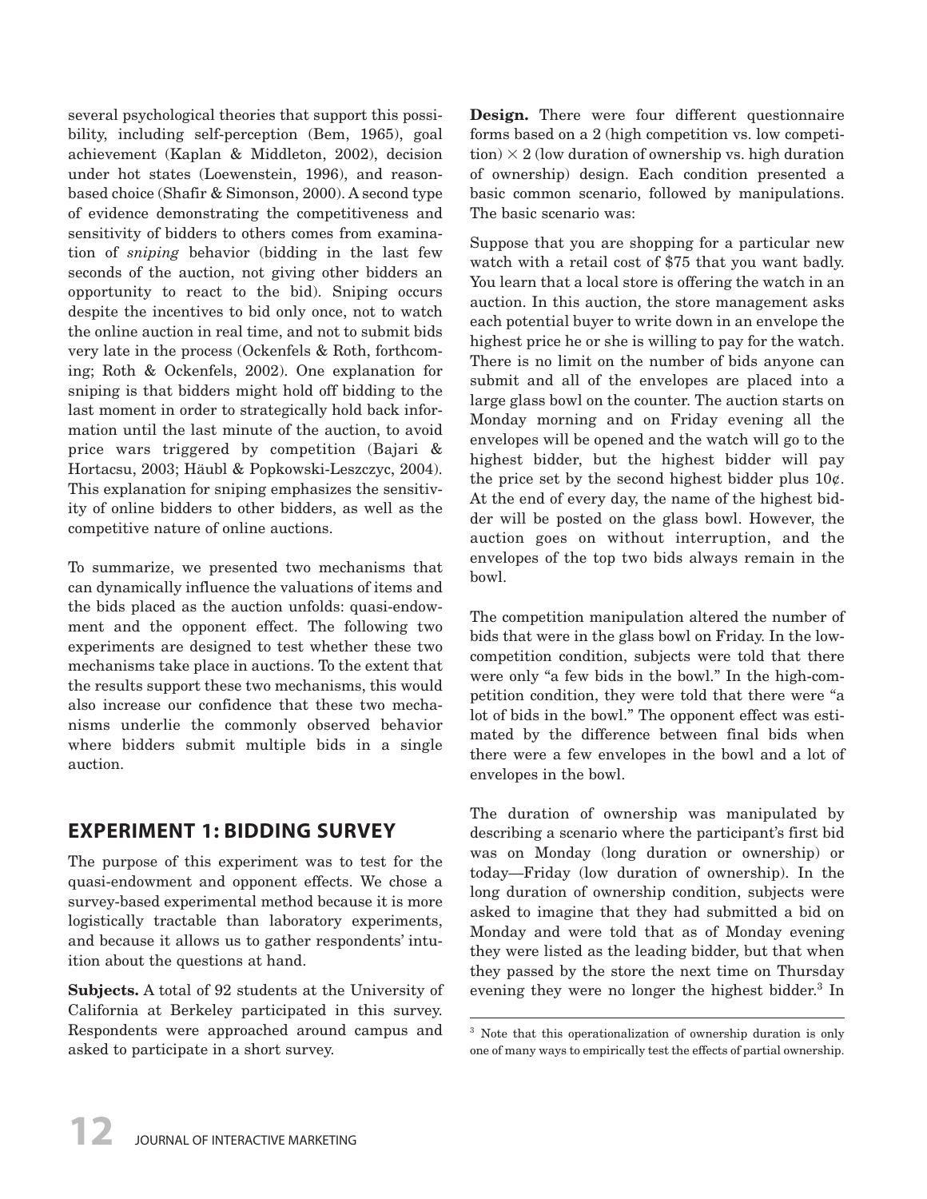several psychological theories that support this possibility, including self-perception (Bem, 1965), goal achievement (Kaplan & Middleton, 2002), decision under hot states (Loewenstein, 1996), and reason-based choice (Shafir & Simonson, 2000). A second type of evidence demonstrating the competitiveness and sensitivity of bidders to others comes from examination of *sniping* behavior (bidding in the last few seconds of the auction, not giving other bidders an opportunity to react to the bid). Sniping occurs despite the incentives to bid only once, not to watch the online auction in real time, and not to submit bids very late in the process (Ockenfels & Roth, forthcoming; Roth & Ockenfels, 2002). One explanation for sniping is that bidders might hold off bidding to the last moment in order to strategically hold back information until the last minute of the auction, to avoid price wars triggered by competition (Bajari & Hortacsu, 2003; Häubl & Popkowski-Leszczyc, 2004). This explanation for sniping emphasizes the sensitivity of online bidders to other bidders, as well as the competitive nature of online auctions.

To summarize, we presented two mechanisms that can dynamically influence the valuations of items and the bids placed as the auction unfolds: quasi-endowment and the opponent effect. The following two experiments are designed to test whether these two mechanisms take place in auctions. To the extent that the results support these two mechanisms, this would also increase our confidence that these two mechanisms underlie the commonly observed behavior where bidders submit multiple bids in a single auction.

## EXPERIMENT 1: BIDDING SURVEY

The purpose of this experiment was to test for the quasi-endowment and opponent effects. We chose a survey-based experimental method because it is more logistically tractable than laboratory experiments, and because it allows us to gather respondents' intuition about the questions at hand.

**Subjects.** A total of 92 students at the University of California at Berkeley participated in this survey. Respondents were approached around campus and asked to participate in a short survey.

**Design.** There were four different questionnaire forms based on a 2 (high competition vs. low competition) × 2 (low duration of ownership vs. high duration of ownership) design. Each condition presented a basic common scenario, followed by manipulations. The basic scenario was:

Suppose that you are shopping for a particular new watch with a retail cost of $75 that you want badly. You learn that a local store is offering the watch in an auction. In this auction, the store management asks each potential buyer to write down in an envelope the highest price he or she is willing to pay for the watch. There is no limit on the number of bids anyone can submit and all of the envelopes are placed into a large glass bowl on the counter. The auction starts on Monday morning and on Friday evening all the envelopes will be opened and the watch will go to the highest bidder, but the highest bidder will pay the price set by the second highest bidder plus 10¢. At the end of every day, the name of the highest bidder will be posted on the glass bowl. However, the auction goes on without interruption, and the envelopes of the top two bids always remain in the bowl.

The competition manipulation altered the number of bids that were in the glass bowl on Friday. In the low-competition condition, subjects were told that there were only "a few bids in the bowl." In the high-competition condition, they were told that there were "a lot of bids in the bowl." The opponent effect was estimated by the difference between final bids when there were a few envelopes in the bowl and a lot of envelopes in the bowl.

The duration of ownership was manipulated by describing a scenario where the participant's first bid was on Monday (long duration or ownership) or today—Friday (low duration of ownership). In the long duration of ownership condition, subjects were asked to imagine that they had submitted a bid on Monday and were told that as of Monday evening they were listed as the leading bidder, but that when they passed by the store the next time on Thursday evening they were no longer the highest bidder.[3] In

[3] Note that this operationalization of ownership duration is only one of many ways to empirically test the effects of partial ownership.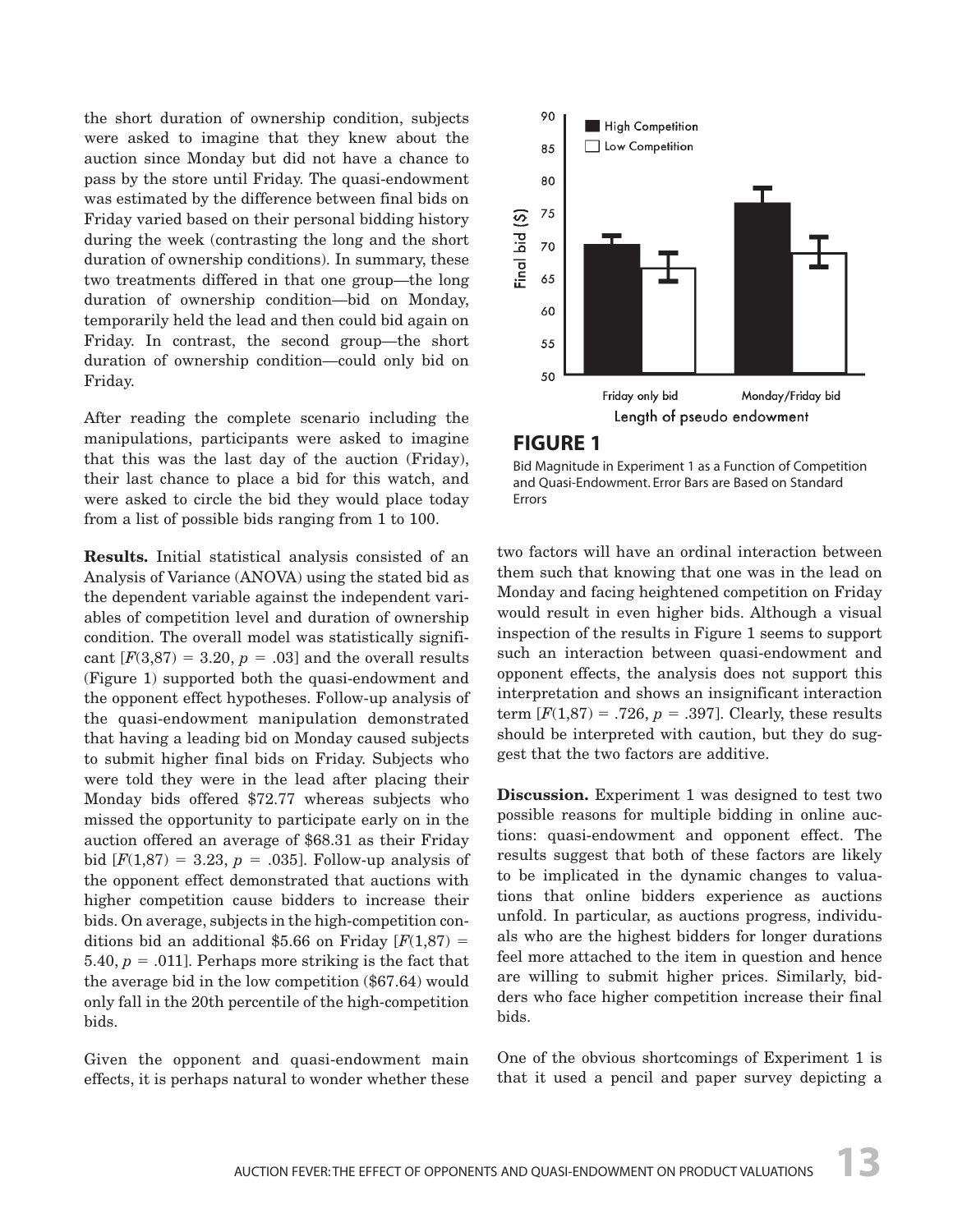the short duration of ownership condition, subjects were asked to imagine that they knew about the auction since Monday but did not have a chance to pass by the store until Friday. The quasi-endowment was estimated by the difference between final bids on Friday varied based on their personal bidding history during the week (contrasting the long and the short duration of ownership conditions). In summary, these two treatments differed in that one group—the long duration of ownership condition—bid on Monday, temporarily held the lead and then could bid again on Friday. In contrast, the second group—the short duration of ownership condition—could only bid on Friday.

After reading the complete scenario including the manipulations, participants were asked to imagine that this was the last day of the auction (Friday), their last chance to place a bid for this watch, and were asked to circle the bid they would place today from a list of possible bids ranging from 1 to 100.

**Results.** Initial statistical analysis consisted of an Analysis of Variance (ANOVA) using the stated bid as the dependent variable against the independent variables of competition level and duration of ownership condition. The overall model was statistically significant [$F(3,87) = 3.20$, $p = .03$] and the overall results (Figure 1) supported both the quasi-endowment and the opponent effect hypotheses. Follow-up analysis of the quasi-endowment manipulation demonstrated that having a leading bid on Monday caused subjects to submit higher final bids on Friday. Subjects who were told they were in the lead after placing their Monday bids offered $72.77 whereas subjects who missed the opportunity to participate early on in the auction offered an average of $68.31 as their Friday bid [$F(1,87) = 3.23$, $p = .035$]. Follow-up analysis of the opponent effect demonstrated that auctions with higher competition cause bidders to increase their bids. On average, subjects in the high-competition conditions bid an additional $5.66 on Friday [$F(1,87) = 5.40$, $p = .011$]. Perhaps more striking is the fact that the average bid in the low competition ($67.64) would only fall in the 20th percentile of the high-competition bids.

Given the opponent and quasi-endowment main effects, it is perhaps natural to wonder whether these two factors will have an ordinal interaction between them such that knowing that one was in the lead on Monday and facing heightened competition on Friday would result in even higher bids. Although a visual inspection of the results in Figure 1 seems to support such an interaction between quasi-endowment and opponent effects, the analysis does not support this interpretation and shows an insignificant interaction term [$F(1,87) = .726$, $p = .397$]. Clearly, these results should be interpreted with caution, but they do suggest that the two factors are additive.

**FIGURE 1**

Bid Magnitude in Experiment 1 as a Function of Competition and Quasi-Endowment. Error Bars are Based on Standard Errors

**Discussion.** Experiment 1 was designed to test two possible reasons for multiple bidding in online auctions: quasi-endowment and opponent effect. The results suggest that both of these factors are likely to be implicated in the dynamic changes to valuations that online bidders experience as auctions unfold. In particular, as auctions progress, individuals who are the highest bidders for longer durations feel more attached to the item in question and hence are willing to submit higher prices. Similarly, bidders who face higher competition increase their final bids.

One of the obvious shortcomings of Experiment 1 is that it used a pencil and paper survey depicting a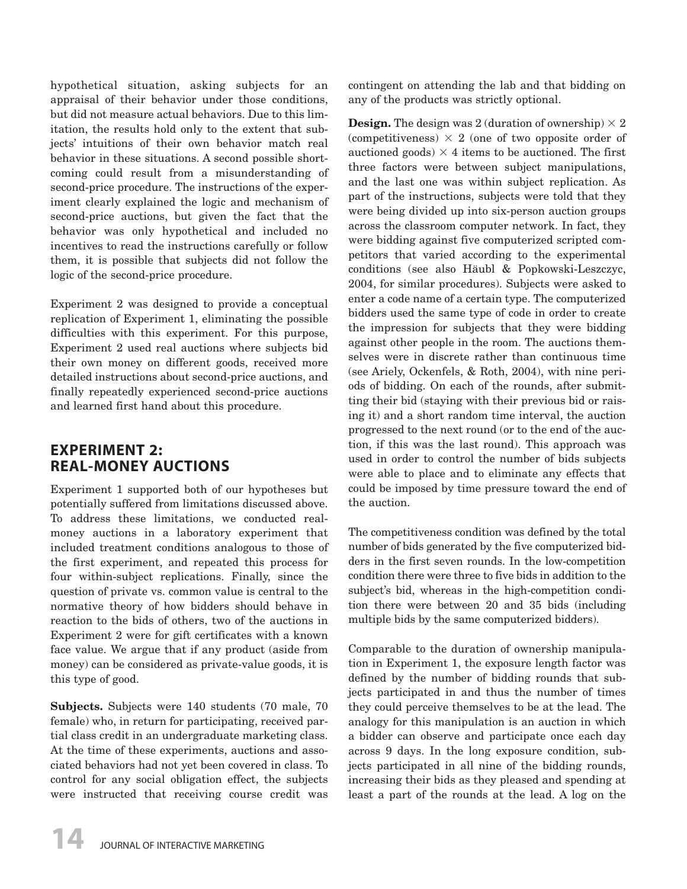hypothetical situation, asking subjects for an appraisal of their behavior under those conditions, but did not measure actual behaviors. Due to this limitation, the results hold only to the extent that subjects' intuitions of their own behavior match real behavior in these situations. A second possible shortcoming could result from a misunderstanding of second-price procedure. The instructions of the experiment clearly explained the logic and mechanism of second-price auctions, but given the fact that the behavior was only hypothetical and included no incentives to read the instructions carefully or follow them, it is possible that subjects did not follow the logic of the second-price procedure.

Experiment 2 was designed to provide a conceptual replication of Experiment 1, eliminating the possible difficulties with this experiment. For this purpose, Experiment 2 used real auctions where subjects bid their own money on different goods, received more detailed instructions about second-price auctions, and finally repeatedly experienced second-price auctions and learned first hand about this procedure.

## EXPERIMENT 2: REAL-MONEY AUCTIONS

Experiment 1 supported both of our hypotheses but potentially suffered from limitations discussed above. To address these limitations, we conducted real-money auctions in a laboratory experiment that included treatment conditions analogous to those of the first experiment, and repeated this process for four within-subject replications. Finally, since the question of private vs. common value is central to the normative theory of how bidders should behave in reaction to the bids of others, two of the auctions in Experiment 2 were for gift certificates with a known face value. We argue that if any product (aside from money) can be considered as private-value goods, it is this type of good.

**Subjects.** Subjects were 140 students (70 male, 70 female) who, in return for participating, received partial class credit in an undergraduate marketing class. At the time of these experiments, auctions and associated behaviors had not yet been covered in class. To control for any social obligation effect, the subjects were instructed that receiving course credit was contingent on attending the lab and that bidding on any of the products was strictly optional.

**Design.** The design was 2 (duration of ownership) $\times$ 2 (competitiveness) $\times$ 2 (one of two opposite order of auctioned goods) $\times$ 4 items to be auctioned. The first three factors were between subject manipulations, and the last one was within subject replication. As part of the instructions, subjects were told that they were being divided up into six-person auction groups across the classroom computer network. In fact, they were bidding against five computerized scripted competitors that varied according to the experimental conditions (see also Häubl & Popkowski-Leszczyc, 2004, for similar procedures). Subjects were asked to enter a code name of a certain type. The computerized bidders used the same type of code in order to create the impression for subjects that they were bidding against other people in the room. The auctions themselves were in discrete rather than continuous time (see Ariely, Ockenfels, & Roth, 2004), with nine periods of bidding. On each of the rounds, after submitting their bid (staying with their previous bid or raising it) and a short random time interval, the auction progressed to the next round (or to the end of the auction, if this was the last round). This approach was used in order to control the number of bids subjects were able to place and to eliminate any effects that could be imposed by time pressure toward the end of the auction.

The competitiveness condition was defined by the total number of bids generated by the five computerized bidders in the first seven rounds. In the low-competition condition there were three to five bids in addition to the subject's bid, whereas in the high-competition condition there were between 20 and 35 bids (including multiple bids by the same computerized bidders).

Comparable to the duration of ownership manipulation in Experiment 1, the exposure length factor was defined by the number of bidding rounds that subjects participated in and thus the number of times they could perceive themselves to be at the lead. The analogy for this manipulation is an auction in which a bidder can observe and participate once each day across 9 days. In the long exposure condition, subjects participated in all nine of the bidding rounds, increasing their bids as they pleased and spending at least a part of the rounds at the lead. A log on the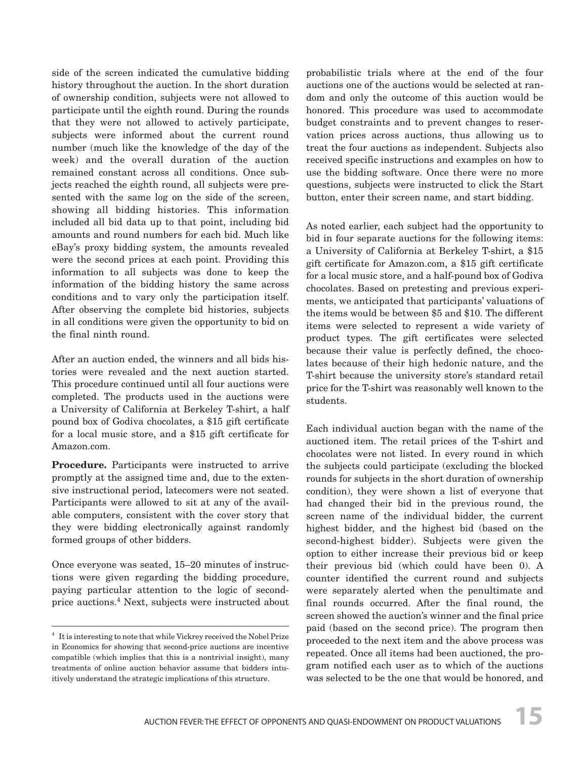side of the screen indicated the cumulative bidding history throughout the auction. In the short duration of ownership condition, subjects were not allowed to participate until the eighth round. During the rounds that they were not allowed to actively participate, subjects were informed about the current round number (much like the knowledge of the day of the week) and the overall duration of the auction remained constant across all conditions. Once subjects reached the eighth round, all subjects were presented with the same log on the side of the screen, showing all bidding histories. This information included all bid data up to that point, including bid amounts and round numbers for each bid. Much like eBay's proxy bidding system, the amounts revealed were the second prices at each point. Providing this information to all subjects was done to keep the information of the bidding history the same across conditions and to vary only the participation itself. After observing the complete bid histories, subjects in all conditions were given the opportunity to bid on the final ninth round.

After an auction ended, the winners and all bids histories were revealed and the next auction started. This procedure continued until all four auctions were completed. The products used in the auctions were a University of California at Berkeley T-shirt, a half pound box of Godiva chocolates, a $15 gift certificate for a local music store, and a $15 gift certificate for Amazon.com.

**Procedure.** Participants were instructed to arrive promptly at the assigned time and, due to the extensive instructional period, latecomers were not seated. Participants were allowed to sit at any of the available computers, consistent with the cover story that they were bidding electronically against randomly formed groups of other bidders.

Once everyone was seated, 15–20 minutes of instructions were given regarding the bidding procedure, paying particular attention to the logic of second-price auctions.[4] Next, subjects were instructed about probabilistic trials where at the end of the four auctions one of the auctions would be selected at random and only the outcome of this auction would be honored. This procedure was used to accommodate budget constraints and to prevent changes to reservation prices across auctions, thus allowing us to treat the four auctions as independent. Subjects also received specific instructions and examples on how to use the bidding software. Once there were no more questions, subjects were instructed to click the Start button, enter their screen name, and start bidding.

As noted earlier, each subject had the opportunity to bid in four separate auctions for the following items: a University of California at Berkeley T-shirt, a $15 gift certificate for Amazon.com, a $15 gift certificate for a local music store, and a half-pound box of Godiva chocolates. Based on pretesting and previous experiments, we anticipated that participants' valuations of the items would be between $5 and $10. The different items were selected to represent a wide variety of product types. The gift certificates were selected because their value is perfectly defined, the chocolates because of their high hedonic nature, and the T-shirt because the university store's standard retail price for the T-shirt was reasonably well known to the students.

Each individual auction began with the name of the auctioned item. The retail prices of the T-shirt and chocolates were not listed. In every round in which the subjects could participate (excluding the blocked rounds for subjects in the short duration of ownership condition), they were shown a list of everyone that had changed their bid in the previous round, the screen name of the individual bidder, the current highest bidder, and the highest bid (based on the second-highest bidder). Subjects were given the option to either increase their previous bid or keep their previous bid (which could have been 0). A counter identified the current round and subjects were separately alerted when the penultimate and final rounds occurred. After the final round, the screen showed the auction's winner and the final price paid (based on the second price). The program then proceeded to the next item and the above process was repeated. Once all items had been auctioned, the program notified each user as to which of the auctions was selected to be the one that would be honored, and

[4] It is interesting to note that while Vickrey received the Nobel Prize in Economics for showing that second-price auctions are incentive compatible (which implies that this is a nontrivial insight), many treatments of online auction behavior assume that bidders intuitively understand the strategic implications of this structure.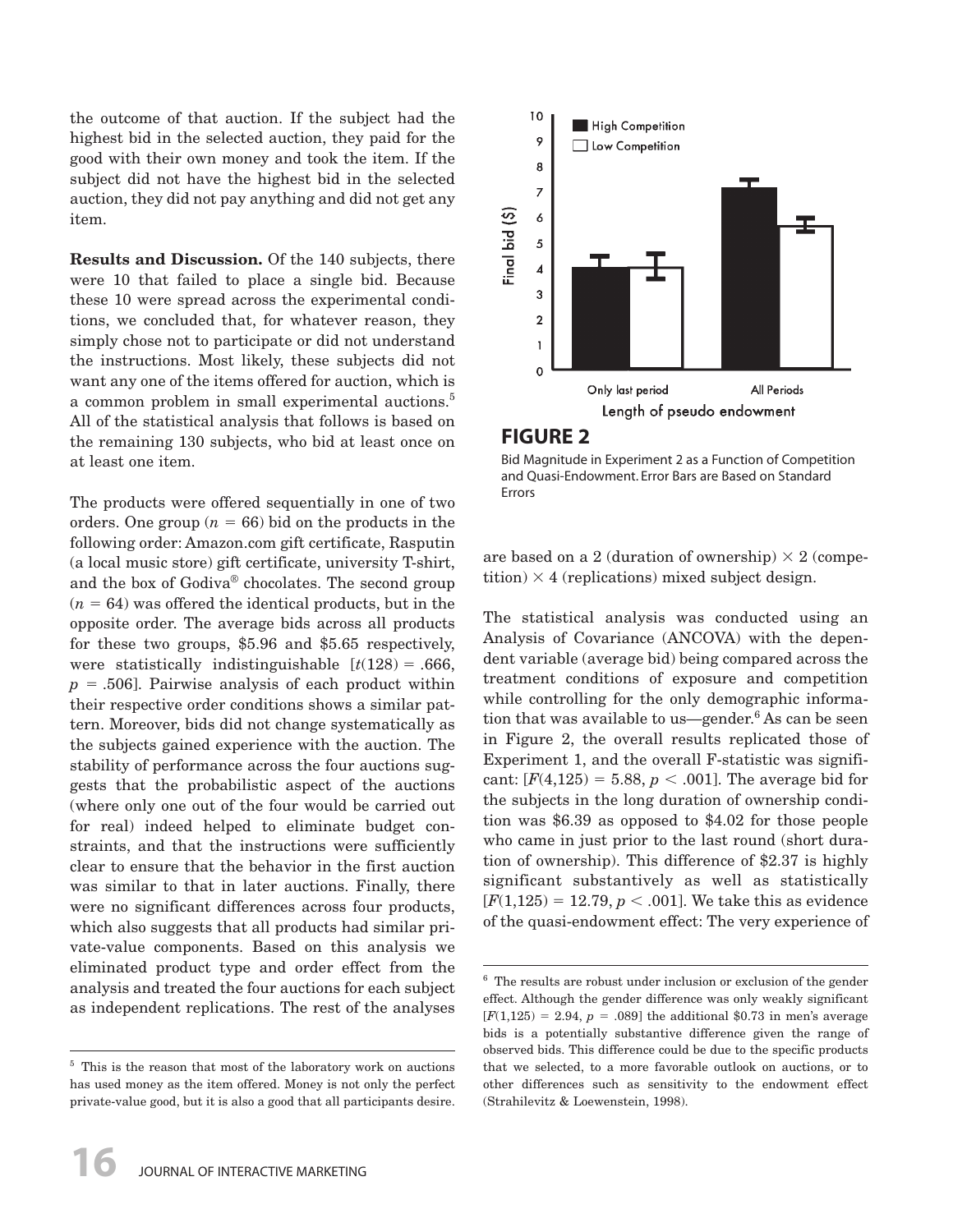the outcome of that auction. If the subject had the highest bid in the selected auction, they paid for the good with their own money and took the item. If the subject did not have the highest bid in the selected auction, they did not pay anything and did not get any item.

**Results and Discussion.** Of the 140 subjects, there were 10 that failed to place a single bid. Because these 10 were spread across the experimental conditions, we concluded that, for whatever reason, they simply chose not to participate or did not understand the instructions. Most likely, these subjects did not want any one of the items offered for auction, which is a common problem in small experimental auctions.[5] All of the statistical analysis that follows is based on the remaining 130 subjects, who bid at least once on at least one item.

The products were offered sequentially in one of two orders. One group ($n = 66$) bid on the products in the following order: Amazon.com gift certificate, Rasputin (a local music store) gift certificate, university T-shirt, and the box of Godiva® chocolates. The second group ($n = 64$) was offered the identical products, but in the opposite order. The average bids across all products for these two groups, \$5.96 and \$5.65 respectively, were statistically indistinguishable [$t(128) = .666$, $p = .506$]. Pairwise analysis of each product within their respective order conditions shows a similar pattern. Moreover, bids did not change systematically as the subjects gained experience with the auction. The stability of performance across the four auctions suggests that the probabilistic aspect of the auctions (where only one out of the four would be carried out for real) indeed helped to eliminate budget constraints, and that the instructions were sufficiently clear to ensure that the behavior in the first auction was similar to that in later auctions. Finally, there were no significant differences across four products, which also suggests that all products had similar private-value components. Based on this analysis we eliminated product type and order effect from the analysis and treated the four auctions for each subject as independent replications. The rest of the analyses are based on a 2 (duration of ownership) × 2 (competition) × 4 (replications) mixed subject design.

**FIGURE 2**

Bid Magnitude in Experiment 2 as a Function of Competition and Quasi-Endowment. Error Bars are Based on Standard Errors

The statistical analysis was conducted using an Analysis of Covariance (ANCOVA) with the dependent variable (average bid) being compared across the treatment conditions of exposure and competition while controlling for the only demographic information that was available to us—gender.[6] As can be seen in Figure 2, the overall results replicated those of Experiment 1, and the overall F-statistic was significant: [$F(4,125) = 5.88$, $p < .001$]. The average bid for the subjects in the long duration of ownership condition was \$6.39 as opposed to \$4.02 for those people who came in just prior to the last round (short duration of ownership). This difference of \$2.37 is highly significant substantively as well as statistically [$F(1,125) = 12.79$, $p < .001$]. We take this as evidence of the quasi-endowment effect: The very experience of

---

[5] This is the reason that most of the laboratory work on auctions has used money as the item offered. Money is not only the perfect private-value good, but it is also a good that all participants desire.

[6] The results are robust under inclusion or exclusion of the gender effect. Although the gender difference was only weakly significant [$F(1,125) = 2.94$, $p = .089$] the additional \$0.73 in men's average bids is a potentially substantive difference given the range of observed bids. This difference could be due to the specific products that we selected, to a more favorable outlook on auctions, or to other differences such as sensitivity to the endowment effect (Strahilevitz & Loewenstein, 1998).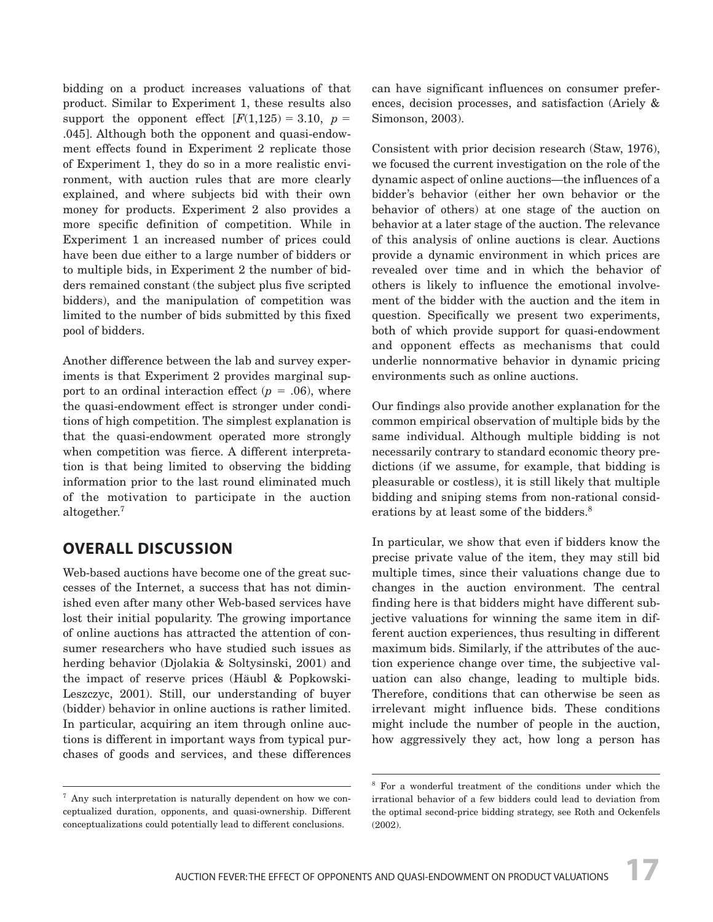bidding on a product increases valuations of that product. Similar to Experiment 1, these results also support the opponent effect [$F(1,125) = 3.10$, $p = .045$]. Although both the opponent and quasi-endowment effects found in Experiment 2 replicate those of Experiment 1, they do so in a more realistic environment, with auction rules that are more clearly explained, and where subjects bid with their own money for products. Experiment 2 also provides a more specific definition of competition. While in Experiment 1 an increased number of prices could have been due either to a large number of bidders or to multiple bids, in Experiment 2 the number of bidders remained constant (the subject plus five scripted bidders), and the manipulation of competition was limited to the number of bids submitted by this fixed pool of bidders.

Another difference between the lab and survey experiments is that Experiment 2 provides marginal support to an ordinal interaction effect ($p = .06$), where the quasi-endowment effect is stronger under conditions of high competition. The simplest explanation is that the quasi-endowment operated more strongly when competition was fierce. A different interpretation is that being limited to observing the bidding information prior to the last round eliminated much of the motivation to participate in the auction altogether.[7]

## OVERALL DISCUSSION

Web-based auctions have become one of the great successes of the Internet, a success that has not diminished even after many other Web-based services have lost their initial popularity. The growing importance of online auctions has attracted the attention of consumer researchers who have studied such issues as herding behavior (Djolakia & Soltysinski, 2001) and the impact of reserve prices (Häubl & Popkowski-Leszczyc, 2001). Still, our understanding of buyer (bidder) behavior in online auctions is rather limited. In particular, acquiring an item through online auctions is different in important ways from typical purchases of goods and services, and these differences can have significant influences on consumer preferences, decision processes, and satisfaction (Ariely & Simonson, 2003).

Consistent with prior decision research (Staw, 1976), we focused the current investigation on the role of the dynamic aspect of online auctions—the influences of a bidder's behavior (either her own behavior or the behavior of others) at one stage of the auction on behavior at a later stage of the auction. The relevance of this analysis of online auctions is clear. Auctions provide a dynamic environment in which prices are revealed over time and in which the behavior of others is likely to influence the emotional involvement of the bidder with the auction and the item in question. Specifically we present two experiments, both of which provide support for quasi-endowment and opponent effects as mechanisms that could underlie nonnormative behavior in dynamic pricing environments such as online auctions.

Our findings also provide another explanation for the common empirical observation of multiple bids by the same individual. Although multiple bidding is not necessarily contrary to standard economic theory predictions (if we assume, for example, that bidding is pleasurable or costless), it is still likely that multiple bidding and sniping stems from non-rational considerations by at least some of the bidders.[8]

In particular, we show that even if bidders know the precise private value of the item, they may still bid multiple times, since their valuations change due to changes in the auction environment. The central finding here is that bidders might have different subjective valuations for winning the same item in different auction experiences, thus resulting in different maximum bids. Similarly, if the attributes of the auction experience change over time, the subjective valuation can also change, leading to multiple bids. Therefore, conditions that can otherwise be seen as irrelevant might influence bids. These conditions might include the number of people in the auction, how aggressively they act, how long a person has

---

[7] Any such interpretation is naturally dependent on how we conceptualized duration, opponents, and quasi-ownership. Different conceptualizations could potentially lead to different conclusions.

[8] For a wonderful treatment of the conditions under which the irrational behavior of a few bidders could lead to deviation from the optimal second-price bidding strategy, see Roth and Ockenfels (2002).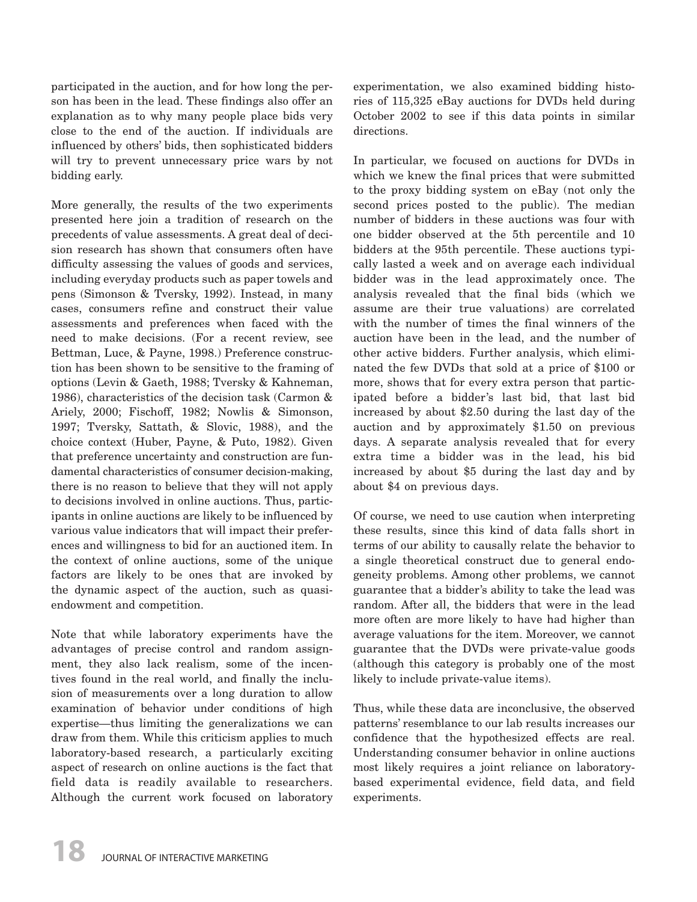participated in the auction, and for how long the person has been in the lead. These findings also offer an explanation as to why many people place bids very close to the end of the auction. If individuals are influenced by others' bids, then sophisticated bidders will try to prevent unnecessary price wars by not bidding early.

More generally, the results of the two experiments presented here join a tradition of research on the precedents of value assessments. A great deal of decision research has shown that consumers often have difficulty assessing the values of goods and services, including everyday products such as paper towels and pens (Simonson & Tversky, 1992). Instead, in many cases, consumers refine and construct their value assessments and preferences when faced with the need to make decisions. (For a recent review, see Bettman, Luce, & Payne, 1998.) Preference construction has been shown to be sensitive to the framing of options (Levin & Gaeth, 1988; Tversky & Kahneman, 1986), characteristics of the decision task (Carmon & Ariely, 2000; Fischoff, 1982; Nowlis & Simonson, 1997; Tversky, Sattath, & Slovic, 1988), and the choice context (Huber, Payne, & Puto, 1982). Given that preference uncertainty and construction are fundamental characteristics of consumer decision-making, there is no reason to believe that they will not apply to decisions involved in online auctions. Thus, participants in online auctions are likely to be influenced by various value indicators that will impact their preferences and willingness to bid for an auctioned item. In the context of online auctions, some of the unique factors are likely to be ones that are invoked by the dynamic aspect of the auction, such as quasi-endowment and competition.

Note that while laboratory experiments have the advantages of precise control and random assignment, they also lack realism, some of the incentives found in the real world, and finally the inclusion of measurements over a long duration to allow examination of behavior under conditions of high expertise—thus limiting the generalizations we can draw from them. While this criticism applies to much laboratory-based research, a particularly exciting aspect of research on online auctions is the fact that field data is readily available to researchers. Although the current work focused on laboratory experimentation, we also examined bidding histories of 115,325 eBay auctions for DVDs held during October 2002 to see if this data points in similar directions.

In particular, we focused on auctions for DVDs in which we knew the final prices that were submitted to the proxy bidding system on eBay (not only the second prices posted to the public). The median number of bidders in these auctions was four with one bidder observed at the 5th percentile and 10 bidders at the 95th percentile. These auctions typically lasted a week and on average each individual bidder was in the lead approximately once. The analysis revealed that the final bids (which we assume are their true valuations) are correlated with the number of times the final winners of the auction have been in the lead, and the number of other active bidders. Further analysis, which eliminated the few DVDs that sold at a price of \$100 or more, shows that for every extra person that participated before a bidder's last bid, that last bid increased by about \$2.50 during the last day of the auction and by approximately \$1.50 on previous days. A separate analysis revealed that for every extra time a bidder was in the lead, his bid increased by about \$5 during the last day and by about \$4 on previous days.

Of course, we need to use caution when interpreting these results, since this kind of data falls short in terms of our ability to causally relate the behavior to a single theoretical construct due to general endogeneity problems. Among other problems, we cannot guarantee that a bidder's ability to take the lead was random. After all, the bidders that were in the lead more often are more likely to have had higher than average valuations for the item. Moreover, we cannot guarantee that the DVDs were private-value goods (although this category is probably one of the most likely to include private-value items).

Thus, while these data are inconclusive, the observed patterns' resemblance to our lab results increases our confidence that the hypothesized effects are real. Understanding consumer behavior in online auctions most likely requires a joint reliance on laboratory-based experimental evidence, field data, and field experiments.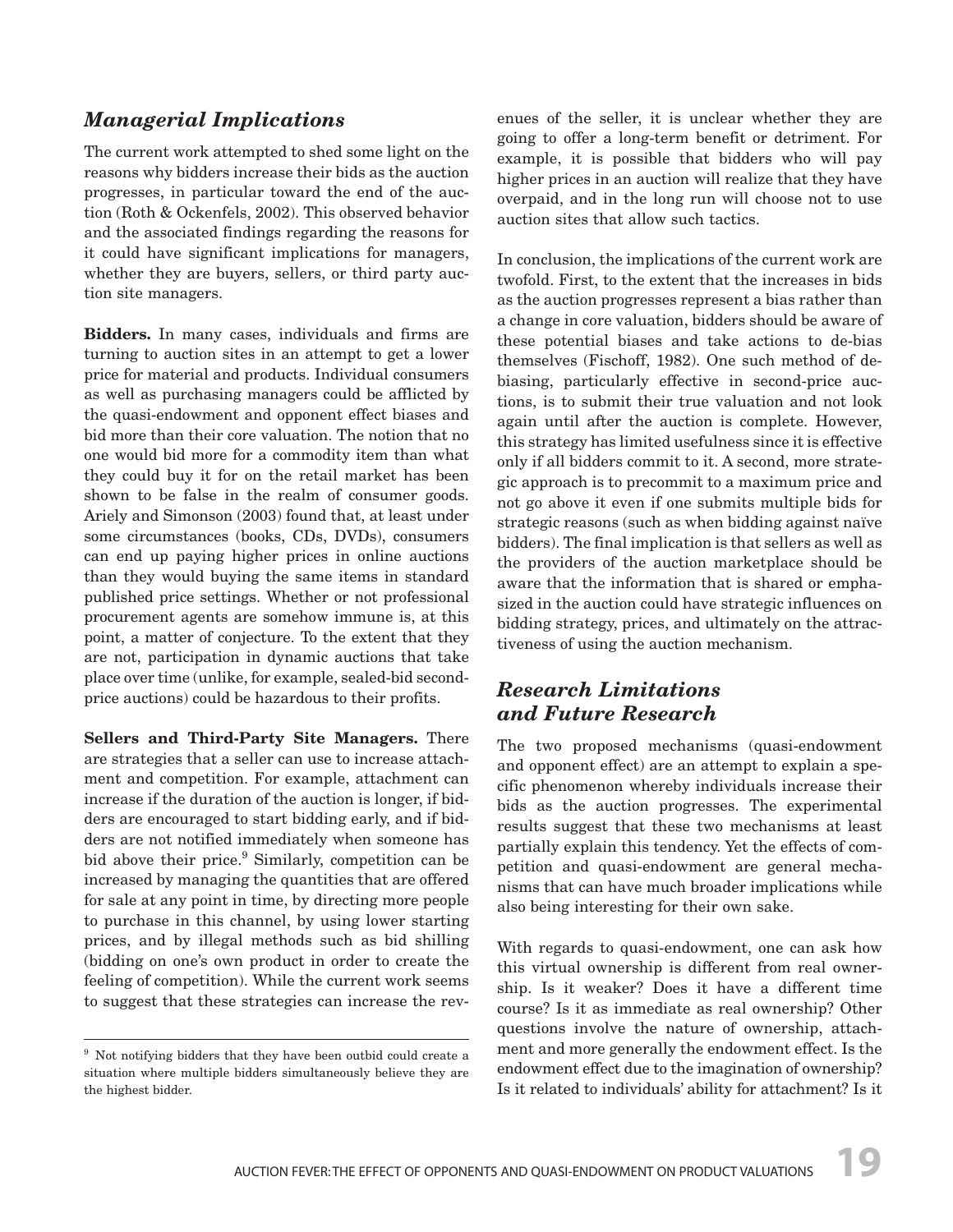## *Managerial Implications*

The current work attempted to shed some light on the reasons why bidders increase their bids as the auction progresses, in particular toward the end of the auction (Roth & Ockenfels, 2002). This observed behavior and the associated findings regarding the reasons for it could have significant implications for managers, whether they are buyers, sellers, or third party auction site managers.

**Bidders.** In many cases, individuals and firms are turning to auction sites in an attempt to get a lower price for material and products. Individual consumers as well as purchasing managers could be afflicted by the quasi-endowment and opponent effect biases and bid more than their core valuation. The notion that no one would bid more for a commodity item than what they could buy it for on the retail market has been shown to be false in the realm of consumer goods. Ariely and Simonson (2003) found that, at least under some circumstances (books, CDs, DVDs), consumers can end up paying higher prices in online auctions than they would buying the same items in standard published price settings. Whether or not professional procurement agents are somehow immune is, at this point, a matter of conjecture. To the extent that they are not, participation in dynamic auctions that take place over time (unlike, for example, sealed-bid second-price auctions) could be hazardous to their profits.

**Sellers and Third-Party Site Managers.** There are strategies that a seller can use to increase attachment and competition. For example, attachment can increase if the duration of the auction is longer, if bidders are encouraged to start bidding early, and if bidders are not notified immediately when someone has bid above their price.[9] Similarly, competition can be increased by managing the quantities that are offered for sale at any point in time, by directing more people to purchase in this channel, by using lower starting prices, and by illegal methods such as bid shilling (bidding on one's own product in order to create the feeling of competition). While the current work seems to suggest that these strategies can increase the revenues of the seller, it is unclear whether they are going to offer a long-term benefit or detriment. For example, it is possible that bidders who will pay higher prices in an auction will realize that they have overpaid, and in the long run will choose not to use auction sites that allow such tactics.

In conclusion, the implications of the current work are twofold. First, to the extent that the increases in bids as the auction progresses represent a bias rather than a change in core valuation, bidders should be aware of these potential biases and take actions to de-bias themselves (Fischoff, 1982). One such method of de-biasing, particularly effective in second-price auctions, is to submit their true valuation and not look again until after the auction is complete. However, this strategy has limited usefulness since it is effective only if all bidders commit to it. A second, more strategic approach is to precommit to a maximum price and not go above it even if one submits multiple bids for strategic reasons (such as when bidding against naïve bidders). The final implication is that sellers as well as the providers of the auction marketplace should be aware that the information that is shared or emphasized in the auction could have strategic influences on bidding strategy, prices, and ultimately on the attractiveness of using the auction mechanism.

## *Research Limitations and Future Research*

The two proposed mechanisms (quasi-endowment and opponent effect) are an attempt to explain a specific phenomenon whereby individuals increase their bids as the auction progresses. The experimental results suggest that these two mechanisms at least partially explain this tendency. Yet the effects of competition and quasi-endowment are general mechanisms that can have much broader implications while also being interesting for their own sake.

With regards to quasi-endowment, one can ask how this virtual ownership is different from real ownership. Is it weaker? Does it have a different time course? Is it as immediate as real ownership? Other questions involve the nature of ownership, attachment and more generally the endowment effect. Is the endowment effect due to the imagination of ownership? Is it related to individuals' ability for attachment? Is it

[9] Not notifying bidders that they have been outbid could create a situation where multiple bidders simultaneously believe they are the highest bidder.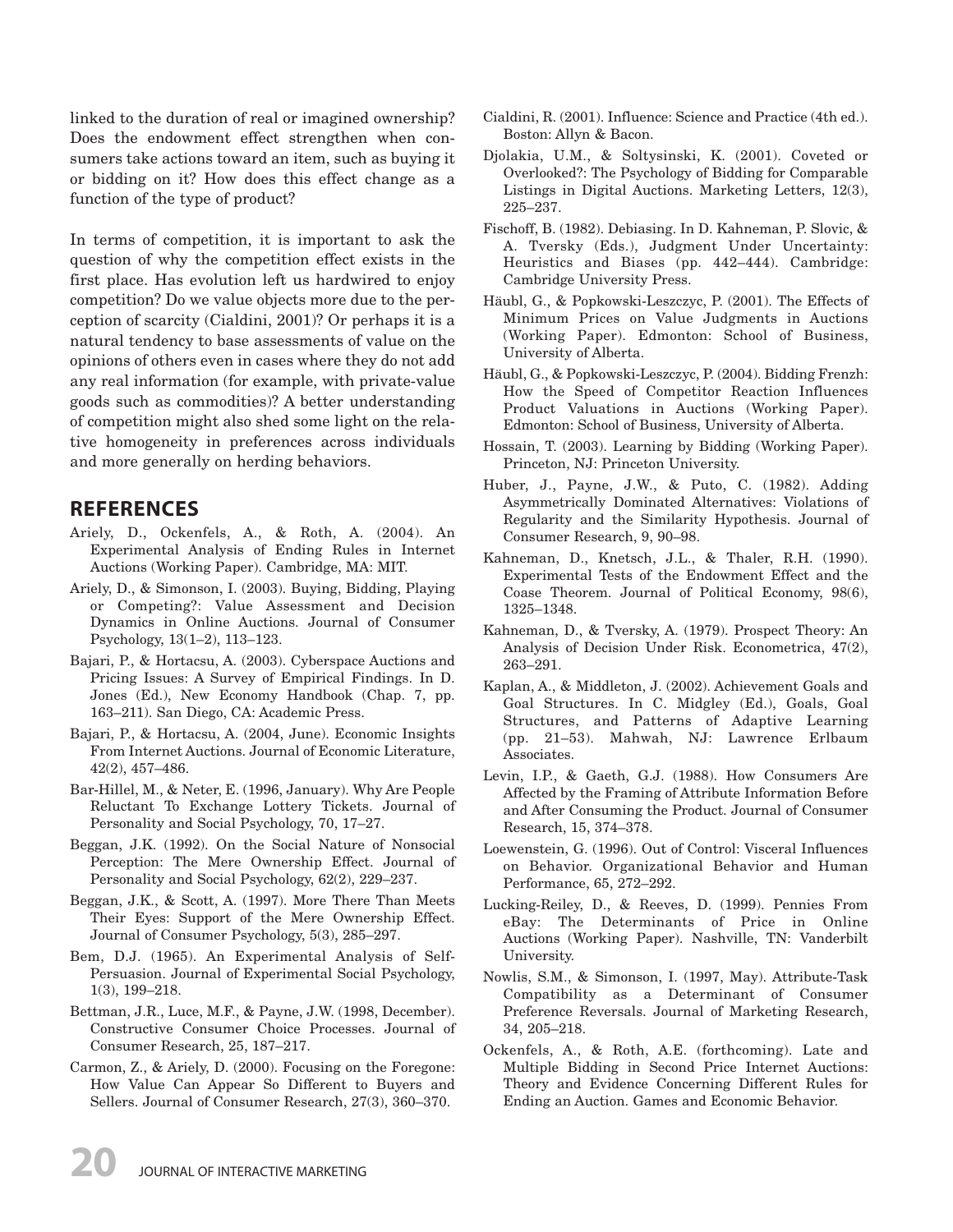linked to the duration of real or imagined ownership? Does the endowment effect strengthen when consumers take actions toward an item, such as buying it or bidding on it? How does this effect change as a function of the type of product?

In terms of competition, it is important to ask the question of why the competition effect exists in the first place. Has evolution left us hardwired to enjoy competition? Do we value objects more due to the perception of scarcity (Cialdini, 2001)? Or perhaps it is a natural tendency to base assessments of value on the opinions of others even in cases where they do not add any real information (for example, with private-value goods such as commodities)? A better understanding of competition might also shed some light on the relative homogeneity in preferences across individuals and more generally on herding behaviors.

## REFERENCES

Ariely, D., Ockenfels, A., & Roth, A. (2004). An Experimental Analysis of Ending Rules in Internet Auctions (Working Paper). Cambridge, MA: MIT.

Ariely, D., & Simonson, I. (2003). Buying, Bidding, Playing or Competing?: Value Assessment and Decision Dynamics in Online Auctions. Journal of Consumer Psychology, 13(1–2), 113–123.

Bajari, P., & Hortacsu, A. (2003). Cyberspace Auctions and Pricing Issues: A Survey of Empirical Findings. In D. Jones (Ed.), New Economy Handbook (Chap. 7, pp. 163–211). San Diego, CA: Academic Press.

Bajari, P., & Hortacsu, A. (2004, June). Economic Insights From Internet Auctions. Journal of Economic Literature, 42(2), 457–486.

Bar-Hillel, M., & Neter, E. (1996, January). Why Are People Reluctant To Exchange Lottery Tickets. Journal of Personality and Social Psychology, 70, 17–27.

Beggan, J.K. (1992). On the Social Nature of Nonsocial Perception: The Mere Ownership Effect. Journal of Personality and Social Psychology, 62(2), 229–237.

Beggan, J.K., & Scott, A. (1997). More There Than Meets Their Eyes: Support of the Mere Ownership Effect. Journal of Consumer Psychology, 5(3), 285–297.

Bem, D.J. (1965). An Experimental Analysis of Self-Persuasion. Journal of Experimental Social Psychology, 1(3), 199–218.

Bettman, J.R., Luce, M.F., & Payne, J.W. (1998, December). Constructive Consumer Choice Processes. Journal of Consumer Research, 25, 187–217.

Carmon, Z., & Ariely, D. (2000). Focusing on the Foregone: How Value Can Appear So Different to Buyers and Sellers. Journal of Consumer Research, 27(3), 360–370.

Cialdini, R. (2001). Influence: Science and Practice (4th ed.). Boston: Allyn & Bacon.

Djolakia, U.M., & Soltysinski, K. (2001). Coveted or Overlooked?: The Psychology of Bidding for Comparable Listings in Digital Auctions. Marketing Letters, 12(3), 225–237.

Fischoff, B. (1982). Debiasing. In D. Kahneman, P. Slovic, & A. Tversky (Eds.), Judgment Under Uncertainty: Heuristics and Biases (pp. 442–444). Cambridge: Cambridge University Press.

Häubl, G., & Popkowski-Leszczyc, P. (2001). The Effects of Minimum Prices on Value Judgments in Auctions (Working Paper). Edmonton: School of Business, University of Alberta.

Häubl, G., & Popkowski-Leszczyc, P. (2004). Bidding Frenzh: How the Speed of Competitor Reaction Influences Product Valuations in Auctions (Working Paper). Edmonton: School of Business, University of Alberta.

Hossain, T. (2003). Learning by Bidding (Working Paper). Princeton, NJ: Princeton University.

Huber, J., Payne, J.W., & Puto, C. (1982). Adding Asymmetrically Dominated Alternatives: Violations of Regularity and the Similarity Hypothesis. Journal of Consumer Research, 9, 90–98.

Kahneman, D., Knetsch, J.L., & Thaler, R.H. (1990). Experimental Tests of the Endowment Effect and the Coase Theorem. Journal of Political Economy, 98(6), 1325–1348.

Kahneman, D., & Tversky, A. (1979). Prospect Theory: An Analysis of Decision Under Risk. Econometrica, 47(2), 263–291.

Kaplan, A., & Middleton, J. (2002). Achievement Goals and Goal Structures. In C. Midgley (Ed.), Goals, Goal Structures, and Patterns of Adaptive Learning (pp. 21–53). Mahwah, NJ: Lawrence Erlbaum Associates.

Levin, I.P., & Gaeth, G.J. (1988). How Consumers Are Affected by the Framing of Attribute Information Before and After Consuming the Product. Journal of Consumer Research, 15, 374–378.

Loewenstein, G. (1996). Out of Control: Visceral Influences on Behavior. Organizational Behavior and Human Performance, 65, 272–292.

Lucking-Reiley, D., & Reeves, D. (1999). Pennies From eBay: The Determinants of Price in Online Auctions (Working Paper). Nashville, TN: Vanderbilt University.

Nowlis, S.M., & Simonson, I. (1997, May). Attribute-Task Compatibility as a Determinant of Consumer Preference Reversals. Journal of Marketing Research, 34, 205–218.

Ockenfels, A., & Roth, A.E. (forthcoming). Late and Multiple Bidding in Second Price Internet Auctions: Theory and Evidence Concerning Different Rules for Ending an Auction. Games and Economic Behavior.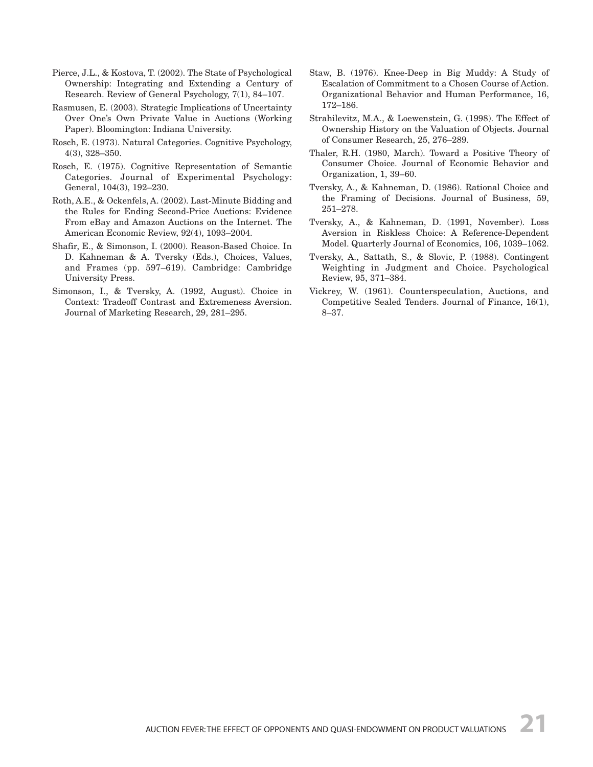Pierce, J.L., & Kostova, T. (2002). The State of Psychological Ownership: Integrating and Extending a Century of Research. Review of General Psychology, 7(1), 84–107.

Rasmusen, E. (2003). Strategic Implications of Uncertainty Over One's Own Private Value in Auctions (Working Paper). Bloomington: Indiana University.

Rosch, E. (1973). Natural Categories. Cognitive Psychology, 4(3), 328–350.

Rosch, E. (1975). Cognitive Representation of Semantic Categories. Journal of Experimental Psychology: General, 104(3), 192–230.

Roth, A.E., & Ockenfels, A. (2002). Last-Minute Bidding and the Rules for Ending Second-Price Auctions: Evidence From eBay and Amazon Auctions on the Internet. The American Economic Review, 92(4), 1093–2004.

Shafir, E., & Simonson, I. (2000). Reason-Based Choice. In D. Kahneman & A. Tversky (Eds.), Choices, Values, and Frames (pp. 597–619). Cambridge: Cambridge University Press.

Simonson, I., & Tversky, A. (1992, August). Choice in Context: Tradeoff Contrast and Extremeness Aversion. Journal of Marketing Research, 29, 281–295.

Staw, B. (1976). Knee-Deep in Big Muddy: A Study of Escalation of Commitment to a Chosen Course of Action. Organizational Behavior and Human Performance, 16, 172–186.

Strahilevitz, M.A., & Loewenstein, G. (1998). The Effect of Ownership History on the Valuation of Objects. Journal of Consumer Research, 25, 276–289.

Thaler, R.H. (1980, March). Toward a Positive Theory of Consumer Choice. Journal of Economic Behavior and Organization, 1, 39–60.

Tversky, A., & Kahneman, D. (1986). Rational Choice and the Framing of Decisions. Journal of Business, 59, 251–278.

Tversky, A., & Kahneman, D. (1991, November). Loss Aversion in Riskless Choice: A Reference-Dependent Model. Quarterly Journal of Economics, 106, 1039–1062.

Tversky, A., Sattath, S., & Slovic, P. (1988). Contingent Weighting in Judgment and Choice. Psychological Review, 95, 371–384.

Vickrey, W. (1961). Counterspeculation, Auctions, and Competitive Sealed Tenders. Journal of Finance, 16(1), 8–37.